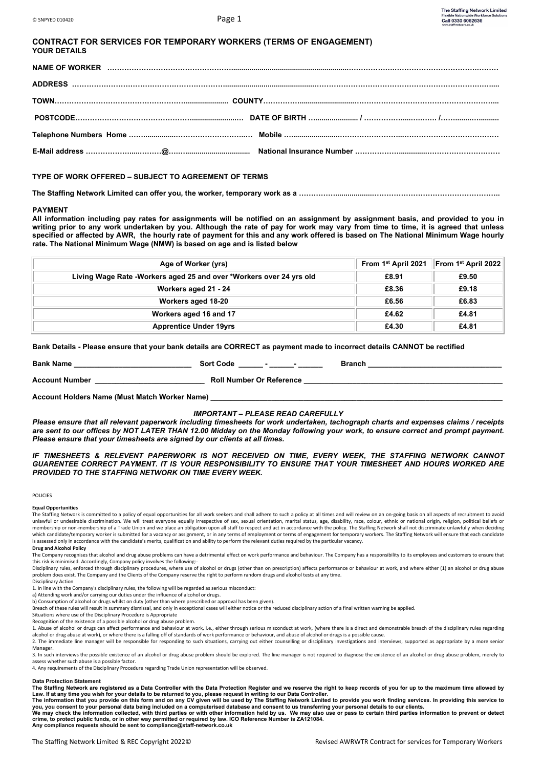## CONTRACT FOR SERVICES FOR TEMPORARY WORKERS (TERMS OF ENGAGEMENT)

### YOUR DETAILS

**NAME OF WORKER** ……………………………………………………………………………………………………………………………………

**ADDRESS** ……………………………………………………………………………………………………………………………………………..

**TOWN**……………………………………………………………… **COUNTY**…………………………………………………………………………..

**POSTCODE**…………………………………………………………… **DATE OF BIRTH** ………………… / …………………… /…………………

**Telephone Numbers Home** ………………………………………… **Mobile** ……………………………………………………………………

**E-Mail address** …………………………@………………………… **National Insurance Number** ……………………………………………

### TYPE OF WORK OFFERED – SUBJECT TO AGREEMENT OF TERMS

**The Staffing Network Limited can offer you, the worker, temporary work as a** ……………………………………………………………………..

### PAYMENT

**All information including pay rates for assignments will be notified on an assignment by assignment basis, and provided to you in writing prior to any work undertaken by you. Although the rate of pay for work may vary from time to time, it is agreed that unless specified or affected by AWR, the hourly rate of payment for this and any work offered is based on The National Minimum Wage hourly rate. The National Minimum Wage (NMW) is based on age and is listed below**

| Age of Worker (yrs) | From 1st April 2021 | From 1st April 2022 |
|---|---|---|
| Living Wage Rate -Workers aged 25 and over *Workers over 24 yrs old | £8.91 | £9.50 |
| Workers aged 21 - 24 | £8.36 | £9.18 |
| Workers aged 18-20 | £6.56 | £6.83 |
| Workers aged 16 and 17 | £4.62 | £4.81 |
| Apprentice Under 19yrs | £4.30 | £4.81 |

**Bank Details - Please ensure that your bank details are CORRECT as payment made to incorrect details CANNOT be rectified**

**Bank Name** ____________________________ **Sort Code** ______ - ______- ______ **Branch** ________________________________

**Account Number** __________________________ **Roll Number Or Reference** ______________________________________________

**Account Holders Name (Must Match Worker Name)** ____________________________________________________________________

***IMPORTANT – PLEASE READ CAREFULLY***

***Please ensure that all relevant paperwork including timesheets for work undertaken, tachograph charts and expenses claims / receipts are sent to our offices by NOT LATER THAN 12.00 Midday on the Monday following your work, to ensure correct and prompt payment. Please ensure that your timesheets are signed by our clients at all times.***

***IF TIMESHEETS & RELEVENT PAPERWORK IS NOT RECEIVED ON TIME, EVERY WEEK, THE STAFFING NETWORK CANNOT GUARENTEE CORRECT PAYMENT. IT IS YOUR RESPONSIBILITY TO ENSURE THAT YOUR TIMESHEET AND HOURS WORKED ARE PROVIDED TO THE STAFFING NETWORK ON TIME EVERY WEEK.***

POLICIES

**Equal Opportunities**

The Staffing Network is committed to a policy of equal opportunities for all work seekers and shall adhere to such a policy at all times and will review on an on-going basis on all aspects of recruitment to avoid unlawful or undesirable discrimination. We will treat everyone equally irrespective of sex, sexual orientation, marital status, age, disability, race, colour, ethnic or national origin, religion, political beliefs or membership or non-membership of a Trade Union and we place an obligation upon all staff to respect and act in accordance with the policy. The Staffing Network shall not discriminate unlawfully when deciding which candidate/temporary worker is submitted for a vacancy or assignment, or in any terms of employment or terms of engagement for temporary workers. The Staffing Network will ensure that each candidate is assessed only in accordance with the candidate's merits, qualification and ability to perform the relevant duties required by the particular vacancy.

**Drug and Alcohol Policy**

The Company recognises that alcohol and drug abuse problems can have a detrimental effect on work performance and behaviour. The Company has a responsibility to its employees and customers to ensure that this risk is minimised. Accordingly, Company policy involves the following:-

Disciplinary rules, enforced through disciplinary procedures, where use of alcohol or drugs (other than on prescription) affects performance or behaviour at work, and where either (1) an alcohol or drug abuse problem does exist. The Company and the Clients of the Company reserve the right to perform random drugs and alcohol tests at any time.

Disciplinary Action

1. In line with the Company's disciplinary rules, the following will be regarded as serious misconduct:

a) Attending work and/or carrying our duties under the influence of alcohol or drugs.

b) Consumption of alcohol or drugs whilst on duty (other than where prescribed or approval has been given).

Breach of these rules will result in summary dismissal, and only in exceptional cases will either notice or the reduced disciplinary action of a final written warning be applied.

Situations where use of the Disciplinary Procedure is Appropriate

Recognition of the existence of a possible alcohol or drug abuse problem.

1. Abuse of alcohol or drugs can affect performance and behaviour at work, i.e., either through serious misconduct at work, (where there is a direct and demonstrable breach of the disciplinary rules regarding alcohol or drug abuse at work), or where there is a falling off of standards of work performance or behaviour, and abuse of alcohol or drugs is a possible cause.
2. The immediate line manager will be responsible for responding to such situations, carrying out either counselling or disciplinary investigations and interviews, supported as appropriate by a more senior Manager.
3. In such interviews the possible existence of an alcohol or drug abuse problem should be explored. The line manager is not required to diagnose the existence of an alcohol or drug abuse problem, merely to assess whether such abuse is a possible factor.
4. Any requirements of the Disciplinary Procedure regarding Trade Union representation will be observed.

**Data Protection Statement**

**The Staffing Network are registered as a Data Controller with the Data Protection Register and we reserve the right to keep records of you for up to the maximum time allowed by Law. If at any time you wish for your details to be returned to you, please request in writing to our Data Controller.**

**The information that you provide on this form and on any CV given will be used by The Staffing Network Limited to provide you work finding services. In providing this service to you, you consent to your personal data being included on a computerised database and consent to us transferring your personal details to our clients.**

**We may check the information collected, with third parties or with other information held by us. We may also use or pass to certain third parties information to prevent or detect crime, to protect public funds, or in other way permitted or required by law. ICO Reference Number is ZA121084.**

**Any compliance requests should be sent to compliance@staff-network.co.uk**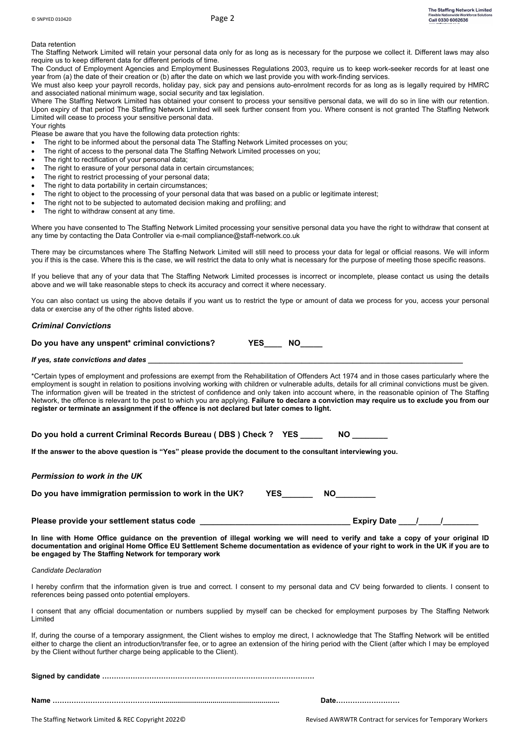Data retention

The Staffing Network Limited will retain your personal data only for as long as is necessary for the purpose we collect it. Different laws may also require us to keep different data for different periods of time.

The Conduct of Employment Agencies and Employment Businesses Regulations 2003, require us to keep work-seeker records for at least one year from (a) the date of their creation or (b) after the date on which we last provide you with work-finding services.

We must also keep your payroll records, holiday pay, sick pay and pensions auto-enrolment records for as long as is legally required by HMRC and associated national minimum wage, social security and tax legislation.

Where The Staffing Network Limited has obtained your consent to process your sensitive personal data, we will do so in line with our retention. Upon expiry of that period The Staffing Network Limited will seek further consent from you. Where consent is not granted The Staffing Network Limited will cease to process your sensitive personal data.

Your rights

Please be aware that you have the following data protection rights:

- The right to be informed about the personal data The Staffing Network Limited processes on you;
- The right of access to the personal data The Staffing Network Limited processes on you;
- The right to rectification of your personal data;
- The right to erasure of your personal data in certain circumstances;
- The right to restrict processing of your personal data;
- The right to data portability in certain circumstances;
- The right to object to the processing of your personal data that was based on a public or legitimate interest;
- The right not to be subjected to automated decision making and profiling; and
- The right to withdraw consent at any time.

Where you have consented to The Staffing Network Limited processing your sensitive personal data you have the right to withdraw that consent at any time by contacting the Data Controller via e-mail compliance@staff-network.co.uk

There may be circumstances where The Staffing Network Limited will still need to process your data for legal or official reasons. We will inform you if this is the case. Where this is the case, we will restrict the data to only what is necessary for the purpose of meeting those specific reasons.

If you believe that any of your data that The Staffing Network Limited processes is incorrect or incomplete, please contact us using the details above and we will take reasonable steps to check its accuracy and correct it where necessary.

You can also contact us using the above details if you want us to restrict the type or amount of data we process for you, access your personal data or exercise any of the other rights listed above.

### *Criminal Convictions*

**Do you have any unspent* criminal convictions? YES____ NO_____**

***If yes, state convictions and dates*** ________________________________________________________________

*Certain types of employment and professions are exempt from the Rehabilitation of Offenders Act 1974 and in those cases particularly where the employment is sought in relation to positions involving working with children or vulnerable adults, details for all criminal convictions must be given. The information given will be treated in the strictest of confidence and only taken into account where, in the reasonable opinion of The Staffing Network, the offence is relevant to the post to which you are applying. **Failure to declare a conviction may require us to exclude you from our register or terminate an assignment if the offence is not declared but later comes to light.**

**Do you hold a current Criminal Records Bureau ( DBS ) Check ? YES _____ NO ________**

**If the answer to the above question is "Yes" please provide the document to the consultant interviewing you.**

### *Permission to work in the UK*

**Do you have immigration permission to work in the UK? YES_______ NO_________**

**Please provide your settlement status code _________________________________ Expiry Date ____/_____/________**

**In line with Home Office guidance on the prevention of illegal working we will need to verify and take a copy of your original ID documentation and original Home Office EU Settlement Scheme documentation as evidence of your right to work in the UK if you are to be engaged by The Staffing Network for temporary work**

*Candidate Declaration*

I hereby confirm that the information given is true and correct. I consent to my personal data and CV being forwarded to clients. I consent to references being passed onto potential employers.

I consent that any official documentation or numbers supplied by myself can be checked for employment purposes by The Staffing Network Limited

If, during the course of a temporary assignment, the Client wishes to employ me direct, I acknowledge that The Staffing Network will be entitled either to charge the client an introduction/transfer fee, or to agree an extension of the hiring period with the Client (after which I may be employed by the Client without further charge being applicable to the Client).

**Signed by candidate ……………………………………………………………………………**

**Name ……………………………………............................................................ Date………………………**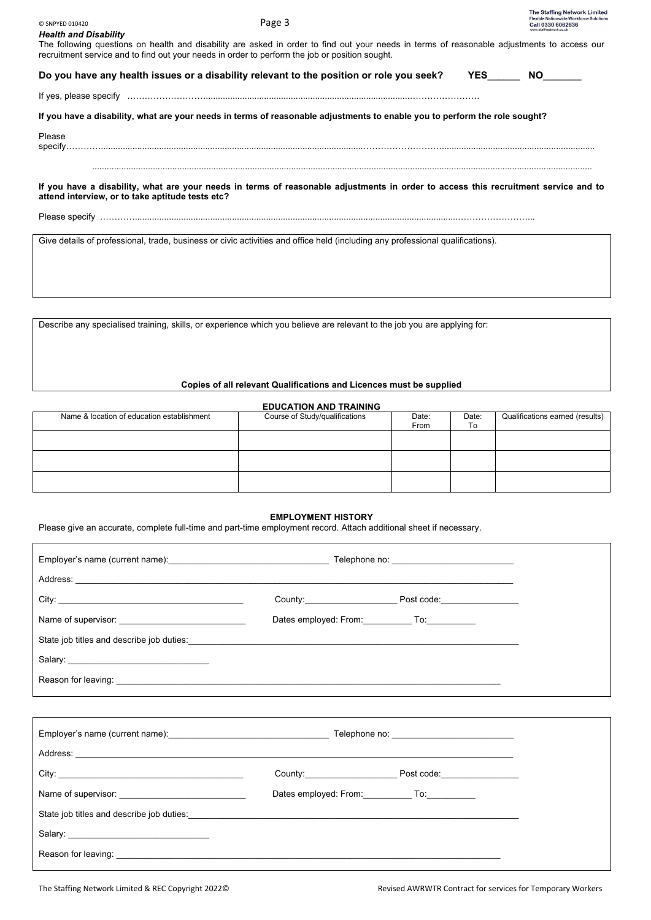***Health and Disability***

The following questions on health and disability are asked in order to find out your needs in terms of reasonable adjustments to access our recruitment service and to find out your needs in order to perform the job or position sought.

**Do you have any health issues or a disability relevant to the position or role you seek? YES______ NO_______**

If yes, please specify ……………………………………………………………………………………………………

**If you have a disability, what are your needs in terms of reasonable adjustments to enable you to perform the role sought?**

Please specify……………………………………………………………………………………………………………………………………………………………………

……………………………………………………………………………………………………………………………………………………………………

**If you have a disability, what are your needs in terms of reasonable adjustments in order to access this recruitment service and to attend interview, or to take aptitude tests etc?**

Please specify ……………………………………………………………………………………………………………………………

Give details of professional, trade, business or civic activities and office held (including any professional qualifications).

Describe any specialised training, skills, or experience which you believe are relevant to the job you are applying for:

**Copies of all relevant Qualifications and Licences must be supplied**

**EDUCATION AND TRAINING**

| Name & location of education establishment | Course of Study/qualifications | Date: From | Date: To | Qualifications earned (results) |
|---|---|---|---|---|
| | | | | |
| | | | | |
| | | | | |

**EMPLOYMENT HISTORY**

Please give an accurate, complete full-time and part-time employment record. Attach additional sheet if necessary.

Employer's name (current name):________________________________ Telephone no: ________________________

Address: ________________________________________________________________________________

City: ______________________________________ County:___________________ Post code:________________

Name of supervisor: __________________________ Dates employed: From:__________ To:__________

State job titles and describe job duties:______________________________________________________________

Salary: _____________________________

Reason for leaving: _______________________________________________________________________

Employer's name (current name):________________________________ Telephone no: ________________________

Address: ________________________________________________________________________________

City: ______________________________________ County:___________________ Post code:________________

Name of supervisor: __________________________ Dates employed: From:__________ To:__________

State job titles and describe job duties:______________________________________________________________

Salary: _____________________________

Reason for leaving: _______________________________________________________________________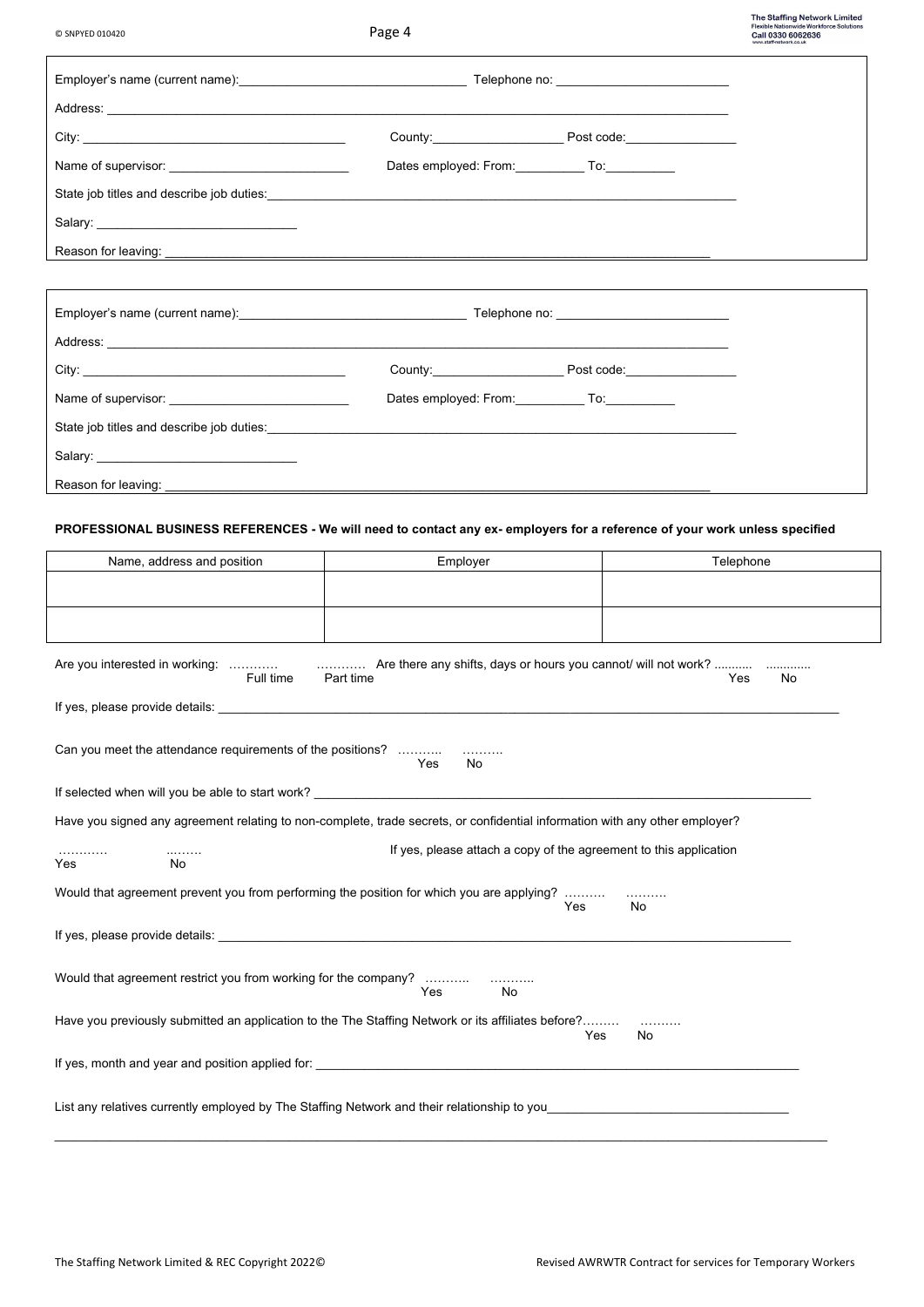Employer's name (current name): ________________________________ Telephone no: ________________________

Address: ____________________________________________________________________________________

City: ____________________________________ County: __________________ Post code: ________________

Name of supervisor: _________________________ Dates employed: From: __________ To: __________

State job titles and describe job duties: ____________________________________________________________

Salary: ____________________________

Reason for leaving: ___________________________________________________________________________

Employer's name (current name): ________________________________ Telephone no: ________________________

Address: ____________________________________________________________________________________

City: ____________________________________ County: __________________ Post code: ________________

Name of supervisor: _________________________ Dates employed: From: __________ To: __________

State job titles and describe job duties: ____________________________________________________________

Salary: ____________________________

Reason for leaving: ___________________________________________________________________________

**PROFESSIONAL BUSINESS REFERENCES - We will need to contact any ex- employers for a reference of your work unless specified**

| Name, address and position | Employer | Telephone |
|---|---|---|
| | | |
| | | |

Are you interested in working: ………… Full time ………… Part time Are there any shifts, days or hours you cannot/ will not work? ........... Yes ............. No

If yes, please provide details: ____________________________________________________________________________

Can you meet the attendance requirements of the positions? ……….. Yes ………. No

If selected when will you be able to start work? ______________________________________________________________

Have you signed any agreement relating to non-complete, trade secrets, or confidential information with any other employer?

………… Yes ..……. No If yes, please attach a copy of the agreement to this application

Would that agreement prevent you from performing the position for which you are applying? ………. Yes ………. No

If yes, please provide details: ______________________________________________________________________

Would that agreement restrict you from working for the company? ……….. Yes ……….. No

Have you previously submitted an application to the The Staffing Network or its affiliates before?……… Yes ………. No

If yes, month and year and position applied for: _______________________________________________________

List any relatives currently employed by The Staffing Network and their relationship to you___________________________

______________________________________________________________________________________________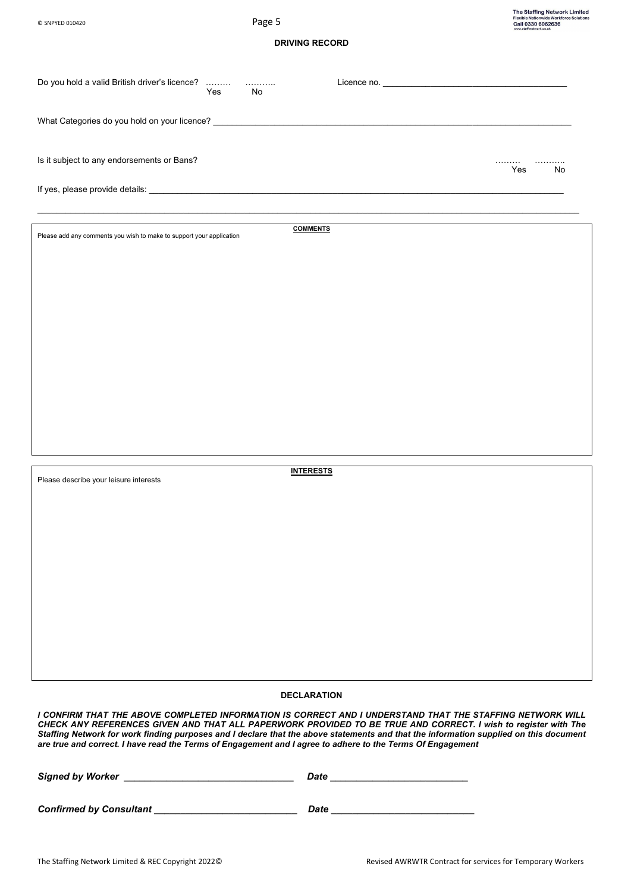## DRIVING RECORD

Do you hold a valid British driver's licence? ……… Yes ……….. No     Licence no. ______________________________________

What Categories do you hold on your licence? ________________________________________________________________________

Is it subject to any endorsements or Bans? ……… Yes ……….. No

If yes, please provide details: ______________________________________________________________________________________

_____________________________________________________________________________________________________________

## COMMENTS

Please add any comments you wish to make to support your application

## INTERESTS

Please describe your leisure interests

## DECLARATION

***I CONFIRM THAT THE ABOVE COMPLETED INFORMATION IS CORRECT AND I UNDERSTAND THAT THE STAFFING NETWORK WILL CHECK ANY REFERENCES GIVEN AND THAT ALL PAPERWORK PROVIDED TO BE TRUE AND CORRECT. I wish to register with The Staffing Network for work finding purposes and I declare that the above statements and that the information supplied on this document are true and correct. I have read the Terms of Engagement and I agree to adhere to the Terms Of Engagement***

***Signed by Worker*** ________________________________ ***Date*** __________________________

***Confirmed by Consultant*** ___________________________ ***Date*** ___________________________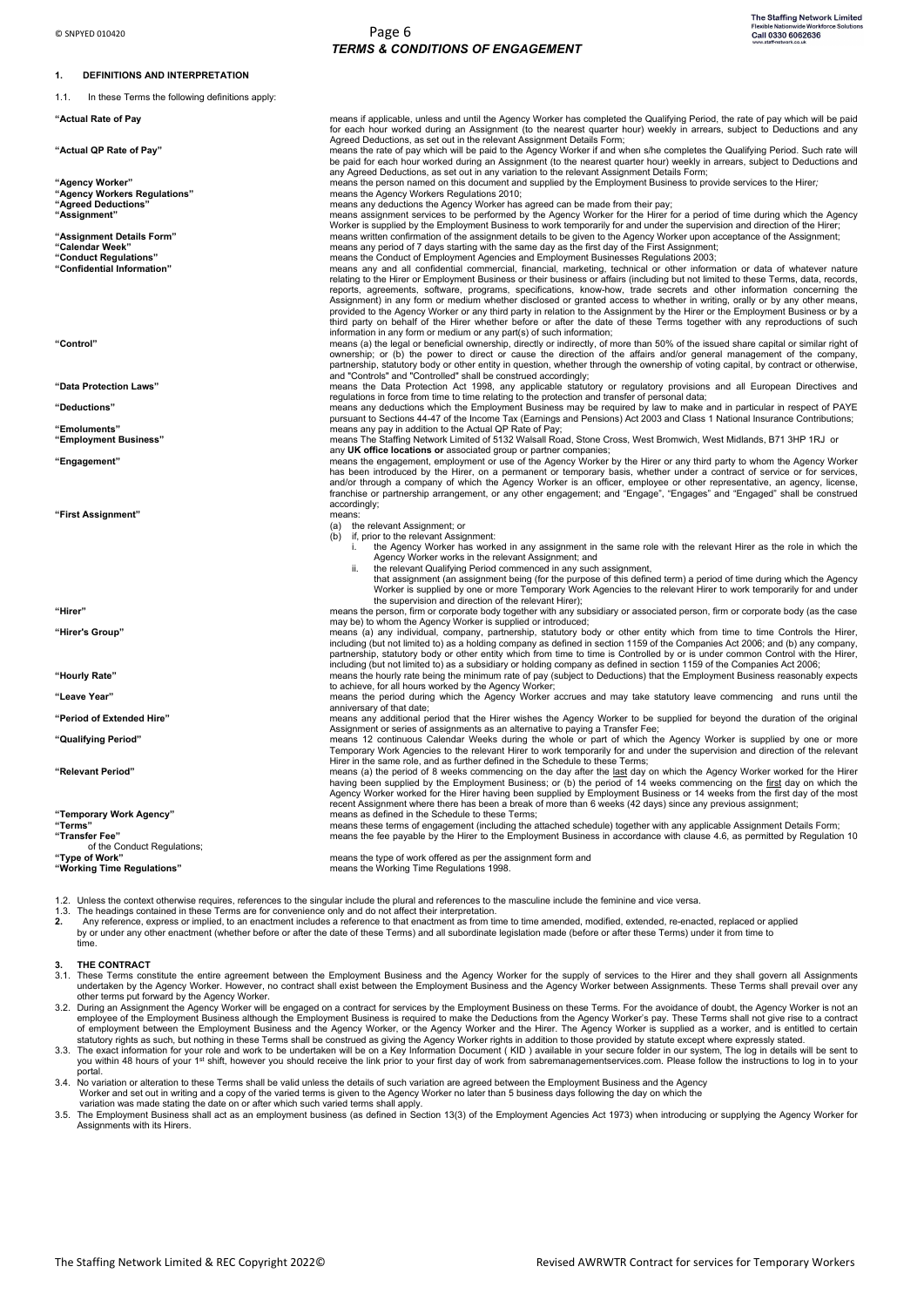## TERMS & CONDITIONS OF ENGAGEMENT

### 1. DEFINITIONS AND INTERPRETATION

1.1. In these Terms the following definitions apply:

| | |
|---|---|
| **"Actual Rate of Pay** | means if applicable, unless and until the Agency Worker has completed the Qualifying Period, the rate of pay which will be paid for each hour worked during an Assignment (to the nearest quarter hour) weekly in arrears, subject to Deductions and any Agreed Deductions, as set out in the relevant Assignment Details Form; |
| **"Actual QP Rate of Pay"** | means the rate of pay which will be paid to the Agency Worker if and when s/he completes the Qualifying Period. Such rate will be paid for each hour worked during an Assignment (to the nearest quarter hour) weekly in arrears, subject to Deductions and any Agreed Deductions, as set out in any variation to the relevant Assignment Details Form; |
| **"Agency Worker"** | means the person named on this document and supplied by the Employment Business to provide services to the Hirer; |
| **"Agency Workers Regulations"** | means the Agency Workers Regulations 2010; |
| **"Agreed Deductions"** | means any deductions the Agency Worker has agreed can be made from their pay; |
| **"Assignment"** | means assignment services to be performed by the Agency Worker for the Hirer for a period of time during which the Agency Worker is supplied by the Employment Business to work temporarily for and under the supervision and direction of the Hirer; |
| **"Assignment Details Form"** | means written confirmation of the assignment details to be given to the Agency Worker upon acceptance of the Assignment; |
| **"Calendar Week"** | means any period of 7 days starting with the same day as the first day of the First Assignment; |
| **"Conduct Regulations"** | means the Conduct of Employment Agencies and Employment Businesses Regulations 2003; |
| **"Confidential Information"** | means any and all confidential commercial, financial, marketing, technical or other information or data of whatever nature relating to the Hirer or Employment Business or their business or affairs (including but not limited to these Terms, data, records, reports, agreements, software, programs, specifications, know-how, trade secrets and other information concerning the Assignment) in any form or medium whether disclosed or granted access to whether in writing, orally or by any other means, provided to the Agency Worker or any third party in relation to the Assignment by the Hirer or the Employment Business or by a third party on behalf of the Hirer whether before or after the date of these Terms together with any reproductions of such information in any form or medium or any part(s) of such information; |
| **"Control"** | means (a) the legal or beneficial ownership, directly or indirectly, of more than 50% of the issued share capital or similar right of ownership; or (b) the power to direct or cause the direction of the affairs and/or general management of the company, partnership, statutory body or other entity in question, whether through the ownership of voting capital, by contract or otherwise, and "Controls" and "Controlled" shall be construed accordingly; |
| **"Data Protection Laws"** | means the Data Protection Act 1998, any applicable statutory or regulatory provisions and all European Directives and regulations in force from time to time relating to the protection and transfer of personal data; |
| **"Deductions"** | means any deductions which the Employment Business may be required by law to make and in particular in respect of PAYE pursuant to Sections 44-47 of the Income Tax (Earnings and Pensions) Act 2003 and Class 1 National Insurance Contributions; |
| **"Emoluments"** | means any pay in addition to the Actual QP Rate of Pay; |
| **"Employment Business"** | means The Staffing Network Limited of 5132 Walsall Road, Stone Cross, West Bromwich, West Midlands, B71 3HP 1RJ or any **UK office locations or** associated group or partner companies; |
| **"Engagement"** | means the engagement, employment or use of the Agency Worker by the Hirer or any third party to whom the Agency Worker has been introduced by the Hirer, on a permanent or temporary basis, whether under a contract of service or for services, and/or through a company of which the Agency Worker is an officer, employee or other representative, an agency, license, franchise or partnership arrangement, or any other engagement; and "Engage", "Engages" and "Engaged" shall be construed accordingly; |
| **"First Assignment"** | means:<br>(a) the relevant Assignment; or<br>(b) if, prior to the relevant Assignment:<br>i. the Agency Worker has worked in any assignment in the same role with the relevant Hirer as the role in which the Agency Worker works in the relevant Assignment; and<br>ii. the relevant Qualifying Period commenced in any such assignment,<br>that assignment (an assignment being (for the purpose of this defined term) a period of time during which the Agency Worker is supplied by one or more Temporary Work Agencies to the relevant Hirer to work temporarily for and under the supervision and direction of the relevant Hirer); |
| **"Hirer"** | means the person, firm or corporate body together with any subsidiary or associated person, firm or corporate body (as the case may be) to whom the Agency Worker is supplied or introduced; |
| **"Hirer's Group"** | means (a) any individual, company, partnership, statutory body or other entity which from time to time Controls the Hirer, including (but not limited to) as a holding company as defined in section 1159 of the Companies Act 2006; and (b) any company, partnership, statutory body or other entity which from time to time is Controlled by or is under common Control with the Hirer, including (but not limited to) as a subsidiary or holding company as defined in section 1159 of the Companies Act 2006; |
| **"Hourly Rate"** | means the hourly rate being the minimum rate of pay (subject to Deductions) that the Employment Business reasonably expects to achieve, for all hours worked by the Agency Worker; |
| **"Leave Year"** | means the period during which the Agency Worker accrues and may take statutory leave commencing and runs until the anniversary of that date; |
| **"Period of Extended Hire"** | means any additional period that the Hirer wishes the Agency Worker to be supplied for beyond the duration of the original Assignment or series of assignments as an alternative to paying a Transfer Fee; |
| **"Qualifying Period"** | means 12 continuous Calendar Weeks during the whole or part of which the Agency Worker is supplied by one or more Temporary Work Agencies to the relevant Hirer to work temporarily for and under the supervision and direction of the relevant Hirer in the same role, and as further defined in the Schedule to these Terms; |
| **"Relevant Period"** | means (a) the period of 8 weeks commencing on the day after the last day on which the Agency Worker worked for the Hirer having been supplied by the Employment Business; or (b) the period of 14 weeks commencing on the first day on which the Agency Worker worked for the Hirer having been supplied by Employment Business or 14 weeks from the first day of the most recent Assignment where there has been a break of more than 6 weeks (42 days) since any previous assignment; |
| **"Temporary Work Agency"** | means as defined in the Schedule to these Terms; |
| **"Terms"** | means these terms of engagement (including the attached schedule) together with any applicable Assignment Details Form; |
| **"Transfer Fee"** | means the fee payable by the Hirer to the Employment Business in accordance with clause 4.6, as permitted by Regulation 10 of the Conduct Regulations; |
| **"Type of Work"** | means the type of work offered as per the assignment form and |
| **"Working Time Regulations"** | means the Working Time Regulations 1998. |

1.2. Unless the context otherwise requires, references to the singular include the plural and references to the masculine include the feminine and vice versa.

1.3. The headings contained in these Terms are for convenience only and do not affect their interpretation.

**2.** Any reference, express or implied, to an enactment includes a reference to that enactment as from time to time amended, modified, extended, re-enacted, replaced or applied by or under any other enactment (whether before or after the date of these Terms) and all subordinate legislation made (before or after these Terms) under it from time to time.

### 3. THE CONTRACT

3.1. These Terms constitute the entire agreement between the Employment Business and the Agency Worker for the supply of services to the Hirer and they shall govern all Assignments undertaken by the Agency Worker. However, no contract shall exist between the Employment Business and the Agency Worker between Assignments. These Terms shall prevail over any other terms put forward by the Agency Worker.

3.2. During an Assignment the Agency Worker will be engaged on a contract for services by the Employment Business on these Terms. For the avoidance of doubt, the Agency Worker is not an employee of the Employment Business although the Employment Business is required to make the Deductions from the Agency Worker's pay. These Terms shall not give rise to a contract of employment between the Employment Business and the Agency Worker, or the Agency Worker and the Hirer. The Agency Worker is supplied as a worker, and is entitled to certain statutory rights as such, but nothing in these Terms shall be construed as giving the Agency Worker rights in addition to those provided by statute except where expressly stated.

3.3. The exact information for your role and work to be undertaken will be on a Key Information Document ( KID ) available in your secure folder in our system, The log in details will be sent to you within 48 hours of your 1st shift, however you should receive the link prior to your first day of work from sabremanagementservices.com. Please follow the instructions to log in to your portal.

3.4. No variation or alteration to these Terms shall be valid unless the details of such variation are agreed between the Employment Business and the Agency Worker and set out in writing and a copy of the varied terms is given to the Agency Worker no later than 5 business days following the day on which the variation was made stating the date on or after which such varied terms shall apply.

3.5. The Employment Business shall act as an employment business (as defined in Section 13(3) of the Employment Agencies Act 1973) when introducing or supplying the Agency Worker for Assignments with its Hirers.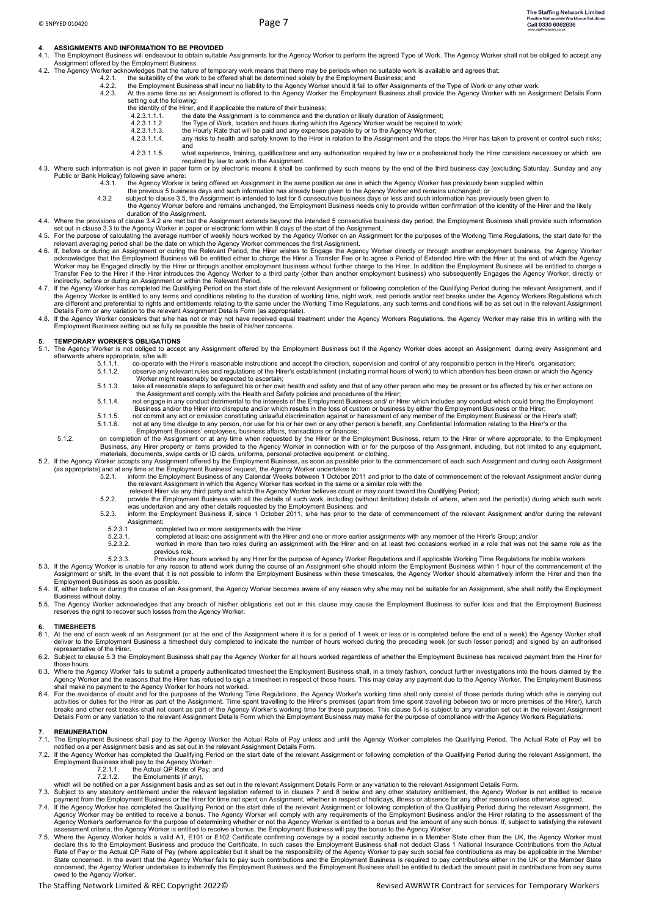## 4. ASSIGNMENTS AND INFORMATION TO BE PROVIDED

4.1. The Employment Business will endeavour to obtain suitable Assignments for the Agency Worker to perform the agreed Type of Work. The Agency Worker shall not be obliged to accept any Assignment offered by the Employment Business.

4.2. The Agency Worker acknowledges that the nature of temporary work means that there may be periods when no suitable work is available and agrees that:

4.2.1. the suitability of the work to be offered shall be determined solely by the Employment Business; and

4.2.2. the Employment Business shall incur no liability to the Agency Worker should it fail to offer Assignments of the Type of Work or any other work.

4.2.3. At the same time as an Assignment is offered to the Agency Worker the Employment Business shall provide the Agency Worker with an Assignment Details Form setting out the following:

the identity of the Hirer, and if applicable the nature of their business;

4.2.3.1.1.1. the date the Assignment is to commence and the duration or likely duration of Assignment;

4.2.3.1.1.2. the Type of Work, location and hours during which the Agency Worker would be required to work;

4.2.3.1.1.3. the Hourly Rate that will be paid and any expenses payable by or to the Agency Worker;

4.2.3.1.1.4. any risks to health and safety known to the Hirer in relation to the Assignment and the steps the Hirer has taken to prevent or control such risks; and

4.2.3.1.1.5. what experience, training, qualifications and any authorisation required by law or a professional body the Hirer considers necessary or which are required by law to work in the Assignment.

4.3. Where such information is not given in paper form or by electronic means it shall be confirmed by such means by the end of the third business day (excluding Saturday, Sunday and any Public or Bank Holiday) following save where:

4.3.1. the Agency Worker is being offered an Assignment in the same position as one in which the Agency Worker has previously been supplied within the previous 5 business days and such information has already been given to the Agency Worker and remains unchanged; or

4.3.2 subject to clause 3.5, the Assignment is intended to last for 5 consecutive business days or less and such information has previously been given to the Agency Worker before and remains unchanged, the Employment Business needs only to provide written confirmation of the identity of the Hirer and the likely duration of the Assignment.

4.4. Where the provisions of clause 3.4.2 are met but the Assignment extends beyond the intended 5 consecutive business day period, the Employment Business shall provide such information set out in clause 3.3 to the Agency Worker in paper or electronic form within 8 days of the start of the Assignment.

4.5. For the purpose of calculating the average number of weekly hours worked by the Agency Worker on an Assignment for the purposes of the Working Time Regulations, the start date for the relevant averaging period shall be the date on which the Agency Worker commences the first Assignment.

4.6. If, before or during an Assignment or during the Relevant Period, the Hirer wishes to Engage the Agency Worker directly or through another employment business, the Agency Worker acknowledges that the Employment Business will be entitled either to charge the Hirer a Transfer Fee or to agree a Period of Extended Hire with the Hirer at the end of which the Agency Worker may be Engaged directly by the Hirer or through another employment business without further charge to the Hirer. In addition the Employment Business will be entitled to charge a Transfer Fee to the Hirer if the Hirer introduces the Agency Worker to a third party (other than another employment business) who subsequently Engages the Agency Worker, directly or indirectly, before or during an Assignment or within the Relevant Period.

4.7. If the Agency Worker has completed the Qualifying Period on the start date of the relevant Assignment or following completion of the Qualifying Period during the relevant Assignment, and if the Agency Worker is entitled to any terms and conditions relating to the duration of working time, night work, rest periods and/or rest breaks under the Agency Workers Regulations which are different and preferential to rights and entitlements relating to the same under the Working Time Regulations, any such terms and conditions will be as set out in the relevant Assignment Details Form or any variation to the relevant Assignment Details Form (as appropriate).

4.8. If the Agency Worker considers that s/he has not or may not have received equal treatment under the Agency Workers Regulations, the Agency Worker may raise this in writing with the Employment Business setting out as fully as possible the basis of his/her concerns.

## 5. TEMPORARY WORKER'S OBLIGATIONS

5.1. The Agency Worker is not obliged to accept any Assignment offered by the Employment Business but if the Agency Worker does accept an Assignment, during every Assignment and afterwards where appropriate, s/he will:

5.1.1.1. co-operate with the Hirer's reasonable instructions and accept the direction, supervision and control of any responsible person in the Hirer's organisation;

5.1.1.2. observe any relevant rules and regulations of the Hirer's establishment (including normal hours of work) to which attention has been drawn or which the Agency Worker might reasonably be expected to ascertain;

5.1.1.3. take all reasonable steps to safeguard his or her own health and safety and that of any other person who may be present or be affected by his or her actions on the Assignment and comply with the Health and Safety policies and procedures of the Hirer;

5.1.1.4. not engage in any conduct detrimental to the interests of the Employment Business and/ or Hirer which includes any conduct which could bring the Employment Business and/or the Hirer into disrepute and/or which results in the loss of custom or business by either the Employment Business or the Hirer;

5.1.1.5. not commit any act or omission constituting unlawful discrimination against or harassment of any member of the Employment Business' or the Hirer's staff;

5.1.1.6. not at any time divulge to any person, nor use for his or her own or any other person's benefit, any Confidential Information relating to the Hirer's or the Employment Business' employees, business affairs, transactions or finances;

5.1.2. on completion of the Assignment or at any time when requested by the Hirer or the Employment Business, return to the Hirer or where appropriate, to the Employment Business, any Hirer property or items provided to the Agency Worker in connection with or for the purpose of the Assignment, including, but not limited to any equipment, materials, documents, swipe cards or ID cards, uniforms, personal protective equipment or clothing.

5.2. If the Agency Worker accepts any Assignment offered by the Employment Business, as soon as possible prior to the commencement of each such Assignment and during each Assignment (as appropriate) and at any time at the Employment Business' request, the Agency Worker undertakes to:

5.2.1. inform the Employment Business of any Calendar Weeks between 1 October 2011 and prior to the date of commencement of the relevant Assignment and/or during the relevant Assignment in which the Agency Worker has worked in the same or a similar role with the relevant Hirer via any third party and which the Agency Worker believes count or may count toward the Qualifying Period;

5.2.2. provide the Employment Business with all the details of such work, including (without limitation) details of where, when and the period(s) during which such work was undertaken and any other details requested by the Employment Business; and

5.2.3. inform the Employment Business if, since 1 October 2011, s/he has prior to the date of commencement of the relevant Assignment and/or during the relevant Assignment:

5.2.3.1 completed two or more assignments with the Hirer;

5.2.3.1. completed at least one assignment with the Hirer and one or more earlier assignments with any member of the Hirer's Group; and/or

5.2.3.2. worked in more than two roles during an assignment with the Hirer and on at least two occasions worked in a role that was not the same role as the previous role.

5.2.3.3. Provide any hours worked by any Hirer for the purpose of Agency Worker Regulations and if applicable Working Time Regulations for mobile workers

5.3. If the Agency Worker is unable for any reason to attend work during the course of an Assignment s/he should inform the Employment Business within 1 hour of the commencement of the Assignment or shift. In the event that it is not possible to inform the Employment Business within these timescales, the Agency Worker should alternatively inform the Hirer and then the Employment Business as soon as possible.

5.4. If, either before or during the course of an Assignment, the Agency Worker becomes aware of any reason why s/he may not be suitable for an Assignment, s/he shall notify the Employment Business without delay.

5.5. The Agency Worker acknowledges that any breach of his/her obligations set out in this clause may cause the Employment Business to suffer loss and that the Employment Business reserves the right to recover such losses from the Agency Worker.

## 6. TIMESHEETS

6.1. At the end of each week of an Assignment (or at the end of the Assignment where it is for a period of 1 week or less or is completed before the end of a week) the Agency Worker shall deliver to the Employment Business a timesheet duly completed to indicate the number of hours worked during the preceding week (or such lesser period) and signed by an authorised representative of the Hirer.

6.2. Subject to clause 5.3 the Employment Business shall pay the Agency Worker for all hours worked regardless of whether the Employment Business has received payment from the Hirer for those hours.

6.3. Where the Agency Worker fails to submit a properly authenticated timesheet the Employment Business shall, in a timely fashion, conduct further investigations into the hours claimed by the Agency Worker and the reasons that the Hirer has refused to sign a timesheet in respect of those hours. This may delay any payment due to the Agency Worker. The Employment Business shall make no payment to the Agency Worker for hours not worked.

6.4. For the avoidance of doubt and for the purposes of the Working Time Regulations, the Agency Worker's working time shall only consist of those periods during which s/he is carrying out activities or duties for the Hirer as part of the Assignment. Time spent travelling to the Hirer's premises (apart from time spent travelling between two or more premises of the Hirer), lunch breaks and other rest breaks shall not count as part of the Agency Worker's working time for these purposes. This clause 5.4 is subject to any variation set out in the relevant Assignment Details Form or any variation to the relevant Assignment Details Form which the Employment Business may make for the purpose of compliance with the Agency Workers Regulations.

## 7. REMUNERATION

7.1. The Employment Business shall pay to the Agency Worker the Actual Rate of Pay unless and until the Agency Worker completes the Qualifying Period. The Actual Rate of Pay will be notified on a per Assignment basis and as set out in the relevant Assignment Details Form.

7.2. If the Agency Worker has completed the Qualifying Period on the start date of the relevant Assignment or following completion of the Qualifying Period during the relevant Assignment, the Employment Business shall pay to the Agency Worker:

7.2.1.1. the Actual QP Rate of Pay; and

7.2.1.2. the Emoluments (if any),

which will be notified on a per Assignment basis and as set out in the relevant Assignment Details Form or any variation to the relevant Assignment Details Form.

7.3. Subject to any statutory entitlement under the relevant legislation referred to in clauses 7 and 8 below and any other statutory entitlement, the Agency Worker is not entitled to receive payment from the Employment Business or the Hirer for time not spent on Assignment, whether in respect of holidays, illness or absence for any other reason unless otherwise agreed.

7.4. If the Agency Worker has completed the Qualifying Period on the start date of the relevant Assignment or following completion of the Qualifying Period during the relevant Assignment, the Agency Worker may be entitled to receive a bonus. The Agency Worker will comply with any requirements of the Employment Business and/or the Hirer relating to the assessment of the Agency Worker's performance for the purpose of determining whether or not the Agency Worker is entitled to a bonus and the amount of any such bonus. If, subject to satisfying the relevant assessment criteria, the Agency Worker is entitled to receive a bonus, the Employment Business will pay the bonus to the Agency Worker.

7.5. Where the Agency Worker holds a valid A1, E101 or E102 Certificate confirming coverage by a social security scheme in a Member State other than the UK, the Agency Worker must declare this to the Employment Business and produce the Certificate. In such cases the Employment Business shall not deduct Class 1 National Insurance Contributions from the Actual Rate of Pay or the Actual QP Rate of Pay (where applicable) but it shall be the responsibility of the Agency Worker to pay such social fee contributions as may be applicable in the Member State concerned. In the event that the Agency Worker fails to pay such contributions and the Employment Business is required to pay contributions either in the UK or the Member State concerned, the Agency Worker undertakes to indemnify the Employment Business and the Employment Business shall be entitled to deduct the amount paid in contributions from any sums owed to the Agency Worker.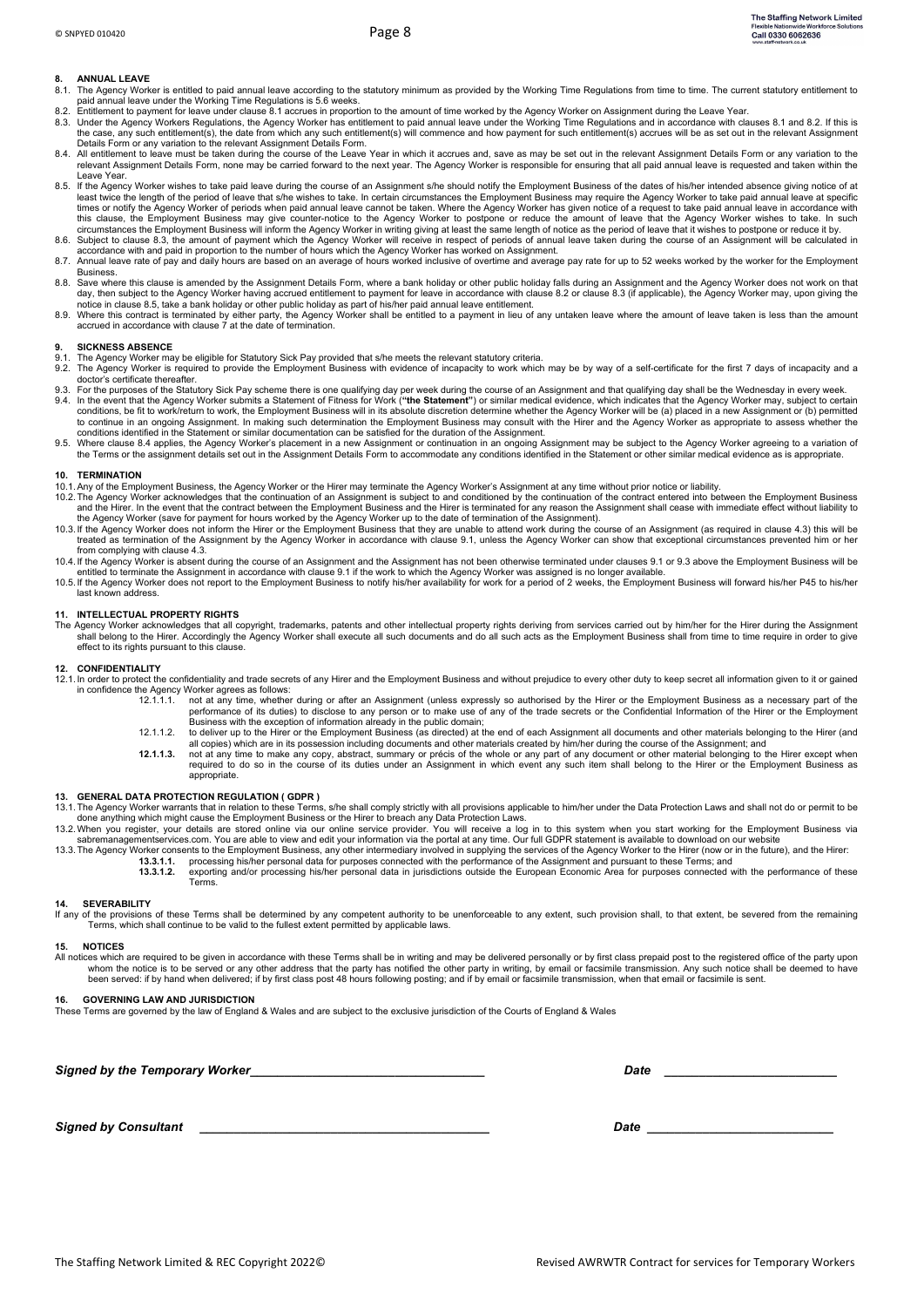## 8. ANNUAL LEAVE

8.1. The Agency Worker is entitled to paid annual leave according to the statutory minimum as provided by the Working Time Regulations from time to time. The current statutory entitlement to paid annual leave under the Working Time Regulations is 5.6 weeks.

8.2. Entitlement to payment for leave under clause 8.1 accrues in proportion to the amount of time worked by the Agency Worker on Assignment during the Leave Year.

8.3. Under the Agency Workers Regulations, the Agency Worker has entitlement to paid annual leave under the Working Time Regulations and in accordance with clauses 8.1 and 8.2. If this is the case, any such entitlement(s), the date from which any such entitlement(s) will commence and how payment for such entitlement(s) accrues will be as set out in the relevant Assignment Details Form or any variation to the relevant Assignment Details Form.

8.4. All entitlement to leave must be taken during the course of the Leave Year in which it accrues and, save as may be set out in the relevant Assignment Details Form or any variation to the relevant Assignment Details Form, none may be carried forward to the next year. The Agency Worker is responsible for ensuring that all paid annual leave is requested and taken within the Leave Year.

8.5. If the Agency Worker wishes to take paid leave during the course of an Assignment s/he should notify the Employment Business of the dates of his/her intended absence giving notice of at least twice the length of the period of leave that s/he wishes to take. In certain circumstances the Employment Business may require the Agency Worker to take paid annual leave at specific times or notify the Agency Worker of periods when paid annual leave cannot be taken. Where the Agency Worker has given notice of a request to take paid annual leave in accordance with this clause, the Employment Business may give counter-notice to the Agency Worker to postpone or reduce the amount of leave that the Agency Worker wishes to take. In such circumstances the Employment Business will inform the Agency Worker in writing giving at least the same length of notice as the period of leave that it wishes to postpone or reduce it by.

8.6. Subject to clause 8.3, the amount of payment which the Agency Worker will receive in respect of periods of annual leave taken during the course of an Assignment will be calculated in accordance with and paid in proportion to the number of hours which the Agency Worker has worked on Assignment.

8.7. Annual leave rate of pay and daily hours are based on an average of hours worked inclusive of overtime and average pay rate for up to 52 weeks worked by the worker for the Employment Business.

8.8. Save where this clause is amended by the Assignment Details Form, where a bank holiday or other public holiday falls during an Assignment and the Agency Worker does not work on that day, then subject to the Agency Worker having accrued entitlement to payment for leave in accordance with clause 8.2 or clause 8.3 (if applicable), the Agency Worker may, upon giving the notice in clause 8.5, take a bank holiday or other public holiday as part of his/her paid annual leave entitlement.

8.9. Where this contract is terminated by either party, the Agency Worker shall be entitled to a payment in lieu of any untaken leave where the amount of leave taken is less than the amount accrued in accordance with clause 7 at the date of termination.

## 9. SICKNESS ABSENCE

9.1. The Agency Worker may be eligible for Statutory Sick Pay provided that s/he meets the relevant statutory criteria.

9.2. The Agency Worker is required to provide the Employment Business with evidence of incapacity to work which may be by way of a self-certificate for the first 7 days of incapacity and a doctor's certificate thereafter.

9.3. For the purposes of the Statutory Sick Pay scheme there is one qualifying day per week during the course of an Assignment and that qualifying day shall be the Wednesday in every week.

9.4. In the event that the Agency Worker submits a Statement of Fitness for Work (**"the Statement"**) or similar medical evidence, which indicates that the Agency Worker may, subject to certain conditions, be fit to work/return to work, the Employment Business will in its absolute discretion determine whether the Agency Worker will be (a) placed in a new Assignment or (b) permitted to continue in an ongoing Assignment. In making such determination the Employment Business may consult with the Hirer and the Agency Worker as appropriate to assess whether the conditions identified in the Statement or similar documentation can be satisfied for the duration of the Assignment.

9.5. Where clause 8.4 applies, the Agency Worker's placement in a new Assignment or continuation in an ongoing Assignment may be subject to the Agency Worker agreeing to a variation of the Terms or the assignment details set out in the Assignment Details Form to accommodate any conditions identified in the Statement or other similar medical evidence as is appropriate.

## 10. TERMINATION

10.1. Any of the Employment Business, the Agency Worker or the Hirer may terminate the Agency Worker's Assignment at any time without prior notice or liability.

10.2. The Agency Worker acknowledges that the continuation of an Assignment is subject to and conditioned by the continuation of the contract entered into between the Employment Business and the Hirer. In the event that the contract between the Employment Business and the Hirer is terminated for any reason the Assignment shall cease with immediate effect without liability to the Agency Worker (save for payment for hours worked by the Agency Worker up to the date of termination of the Assignment).

10.3. If the Agency Worker does not inform the Hirer or the Employment Business that they are unable to attend work during the course of an Assignment (as required in clause 4.3) this will be treated as termination of the Assignment by the Agency Worker in accordance with clause 9.1, unless the Agency Worker can show that exceptional circumstances prevented him or her from complying with clause 4.3.

10.4. If the Agency Worker is absent during the course of an Assignment and the Assignment has not been otherwise terminated under clauses 9.1 or 9.3 above the Employment Business will be entitled to terminate the Assignment in accordance with clause 9.1 if the work to which the Agency Worker was assigned is no longer available.

10.5. If the Agency Worker does not report to the Employment Business to notify his/her availability for work for a period of 2 weeks, the Employment Business will forward his/her P45 to his/her last known address.

## 11. INTELLECTUAL PROPERTY RIGHTS

The Agency Worker acknowledges that all copyright, trademarks, patents and other intellectual property rights deriving from services carried out by him/her for the Hirer during the Assignment shall belong to the Hirer. Accordingly the Agency Worker shall execute all such documents and do all such acts as the Employment Business shall from time to time require in order to give effect to its rights pursuant to this clause.

## 12. CONFIDENTIALITY

12.1. In order to protect the confidentiality and trade secrets of any Hirer and the Employment Business and without prejudice to every other duty to keep secret all information given to it or gained in confidence the Agency Worker agrees as follows:

12.1.1.1. not at any time, whether during or after an Assignment (unless expressly so authorised by the Hirer or the Employment Business as a necessary part of the performance of its duties) to disclose to any person or to make use of any of the trade secrets or the Confidential Information of the Hirer or the Employment Business with the exception of information already in the public domain;

12.1.1.2. to deliver up to the Hirer or the Employment Business (as directed) at the end of each Assignment all documents and other materials belonging to the Hirer (and all copies) which are in its possession including documents and other materials created by him/her during the course of the Assignment; and

**12.1.1.3.** not at any time to make any copy, abstract, summary or précis of the whole or any part of any document or other material belonging to the Hirer except when required to do so in the course of its duties under an Assignment in which event any such item shall belong to the Hirer or the Employment Business as appropriate.

## 13. GENERAL DATA PROTECTION REGULATION ( GDPR )

13.1. The Agency Worker warrants that in relation to these Terms, s/he shall comply strictly with all provisions applicable to him/her under the Data Protection Laws and shall not do or permit to be done anything which might cause the Employment Business or the Hirer to breach any Data Protection Laws.

13.2. When you register, your details are stored online via our online service provider. You will receive a log in to this system when you start working for the Employment Business via sabremanagementservices.com. You are able to view and edit your information via the portal at any time. Our full GDPR statement is available to download on our website

13.3. The Agency Worker consents to the Employment Business, any other intermediary involved in supplying the services of the Agency Worker to the Hirer (now or in the future), and the Hirer:

**13.3.1.1.** processing his/her personal data for purposes connected with the performance of the Assignment and pursuant to these Terms; and

**13.3.1.2.** exporting and/or processing his/her personal data in jurisdictions outside the European Economic Area for purposes connected with the performance of these Terms.

## 14. SEVERABILITY

If any of the provisions of these Terms shall be determined by any competent authority to be unenforceable to any extent, such provision shall, to that extent, be severed from the remaining Terms, which shall continue to be valid to the fullest extent permitted by applicable laws.

## 15. NOTICES

All notices which are required to be given in accordance with these Terms shall be in writing and may be delivered personally or by first class prepaid post to the registered office of the party upon whom the notice is to be served or any other address that the party has notified the other party in writing, by email or facsimile transmission. Any such notice shall be deemed to have been served: if by hand when delivered; if by first class post 48 hours following posting; and if by email or facsimile transmission, when that email or facsimile is sent.

## 16. GOVERNING LAW AND JURISDICTION

These Terms are governed by the law of England & Wales and are subject to the exclusive jurisdiction of the Courts of England & Wales

***Signed by the Temporary Worker*** ___________________________________ ***Date*** _________________________

***Signed by Consultant*** ___________________________________________ ***Date*** ___________________________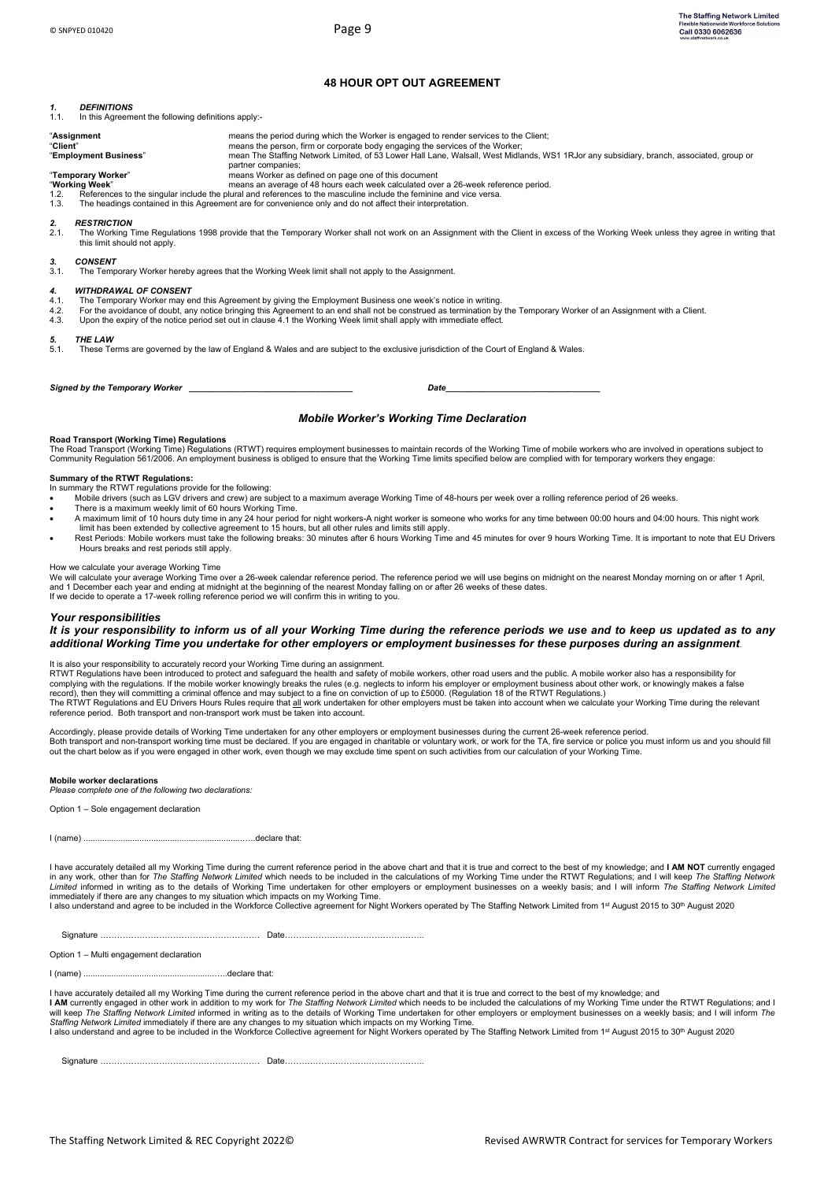# 48 HOUR OPT OUT AGREEMENT

***1. DEFINITIONS***

1.1. In this Agreement the following definitions apply:-

"**Assignment**" means the period during which the Worker is engaged to render services to the Client;

"**Client**" means the person, firm or corporate body engaging the services of the Worker;

"**Employment Business**" mean The Staffing Network Limited, of 53 Lower Hall Lane, Walsall, West Midlands, WS1 1RJor any subsidiary, branch, associated, group or partner companies;

"**Temporary Worker**" means Worker as defined on page one of this document

"**Working Week**" means an average of 48 hours each week calculated over a 26-week reference period.

1.2. References to the singular include the plural and references to the masculine include the feminine and vice versa.

1.3. The headings contained in this Agreement are for convenience only and do not affect their interpretation.

***2. RESTRICTION***

2.1. The Working Time Regulations 1998 provide that the Temporary Worker shall not work on an Assignment with the Client in excess of the Working Week unless they agree in writing that this limit should not apply.

***3. CONSENT***

3.1. The Temporary Worker hereby agrees that the Working Week limit shall not apply to the Assignment.

***4. WITHDRAWAL OF CONSENT***

4.1. The Temporary Worker may end this Agreement by giving the Employment Business one week's notice in writing.

4.2. For the avoidance of doubt, any notice bringing this Agreement to an end shall not be construed as termination by the Temporary Worker of an Assignment with a Client.

4.3. Upon the expiry of the notice period set out in clause 4.1 the Working Week limit shall apply with immediate effect.

***5. THE LAW***

5.1. These Terms are governed by the law of England & Wales and are subject to the exclusive jurisdiction of the Court of England & Wales.

***Signed by the Temporary Worker*** __________________________________ ***Date***________________________________

## *Mobile Worker's Working Time Declaration*

**Road Transport (Working Time) Regulations**

The Road Transport (Working Time) Regulations (RTWT) requires employment businesses to maintain records of the Working Time of mobile workers who are involved in operations subject to Community Regulation 561/2006. An employment business is obliged to ensure that the Working Time limits specified below are complied with for temporary workers they engage:

**Summary of the RTWT Regulations:**

In summary the RTWT regulations provide for the following:

- Mobile drivers (such as LGV drivers and crew) are subject to a maximum average Working Time of 48-hours per week over a rolling reference period of 26 weeks.
- There is a maximum weekly limit of 60 hours Working Time.
- A maximum limit of 10 hours duty time in any 24 hour period for night workers-A night worker is someone who works for any time between 00:00 hours and 04:00 hours. This night work limit has been extended by collective agreement to 15 hours, but all other rules and limits still apply.
- Rest Periods: Mobile workers must take the following breaks: 30 minutes after 6 hours Working Time and 45 minutes for over 9 hours Working Time. It is important to note that EU Drivers Hours breaks and rest periods still apply.

How we calculate your average Working Time

We will calculate your average Working Time over a 26-week calendar reference period. The reference period we will use begins on midnight on the nearest Monday morning on or after 1 April, and 1 December each year and ending at midnight at the beginning of the nearest Monday falling on or after 26 weeks of these dates.
If we decide to operate a 17-week rolling reference period we will confirm this in writing to you.

### *Your responsibilities*

***It is your responsibility to inform us of all your Working Time during the reference periods we use and to keep us updated as to any additional Working Time you undertake for other employers or employment businesses for these purposes during an assignment***.

It is also your responsibility to accurately record your Working Time during an assignment.
RTWT Regulations have been introduced to protect and safeguard the health and safety of mobile workers, other road users and the public. A mobile worker also has a responsibility for complying with the regulations. If the mobile worker knowingly breaks the rules (e.g. neglects to inform his employer or employment business about other work, or knowingly makes a false record), then they will committing a criminal offence and may subject to a fine on conviction of up to £5000. (Regulation 18 of the RTWT Regulations.)
The RTWT Regulations and EU Drivers Hours Rules require that all work undertaken for other employers must be taken into account when we calculate your Working Time during the relevant reference period. Both transport and non-transport work must be taken into account.

Accordingly, please provide details of Working Time undertaken for any other employers or employment businesses during the current 26-week reference period.
Both transport and non-transport working time must be declared. If you are engaged in charitable or voluntary work, or work for the TA, fire service or police you must inform us and you should fill out the chart below as if you were engaged in other work, even though we may exclude time spent on such activities from our calculation of your Working Time.

**Mobile worker declarations**

*Please complete one of the following two declarations:*

Option 1 – Sole engagement declaration

I (name) ……………………………………………………………declare that:

I have accurately detailed all my Working Time during the current reference period in the above chart and that it is true and correct to the best of my knowledge; and **I AM NOT** currently engaged in any work, other than for *The Staffing Network Limited* which needs to be included in the calculations of my Working Time under the RTWT Regulations; and I will keep *The Staffing Network Limited* informed in writing as to the details of Working Time undertaken for other employers or employment businesses on a weekly basis; and I will inform *The Staffing Network Limited* immediately if there are any changes to my situation which impacts on my Working Time.
I also understand and agree to be included in the Workforce Collective agreement for Night Workers operated by The Staffing Network Limited from 1st August 2015 to 30th August 2020

Signature ………………………………………………… Date…………………………………………..

Option 1 – Multi engagement declaration

I (name) ……………………………………………………declare that:

I have accurately detailed all my Working Time during the current reference period in the above chart and that it is true and correct to the best of my knowledge; and
**I AM** currently engaged in other work in addition to my work for *The Staffing Network Limited* which needs to be included the calculations of my Working Time under the RTWT Regulations; and I will keep *The Staffing Network Limited* informed in writing as to the details of Working Time undertaken for other employers or employment businesses on a weekly basis; and I will inform *The Staffing Network Limited* immediately if there are any changes to my situation which impacts on my Working Time.
I also understand and agree to be included in the Workforce Collective agreement for Night Workers operated by The Staffing Network Limited from 1st August 2015 to 30th August 2020

Signature ………………………………………………… Date…………………………………………..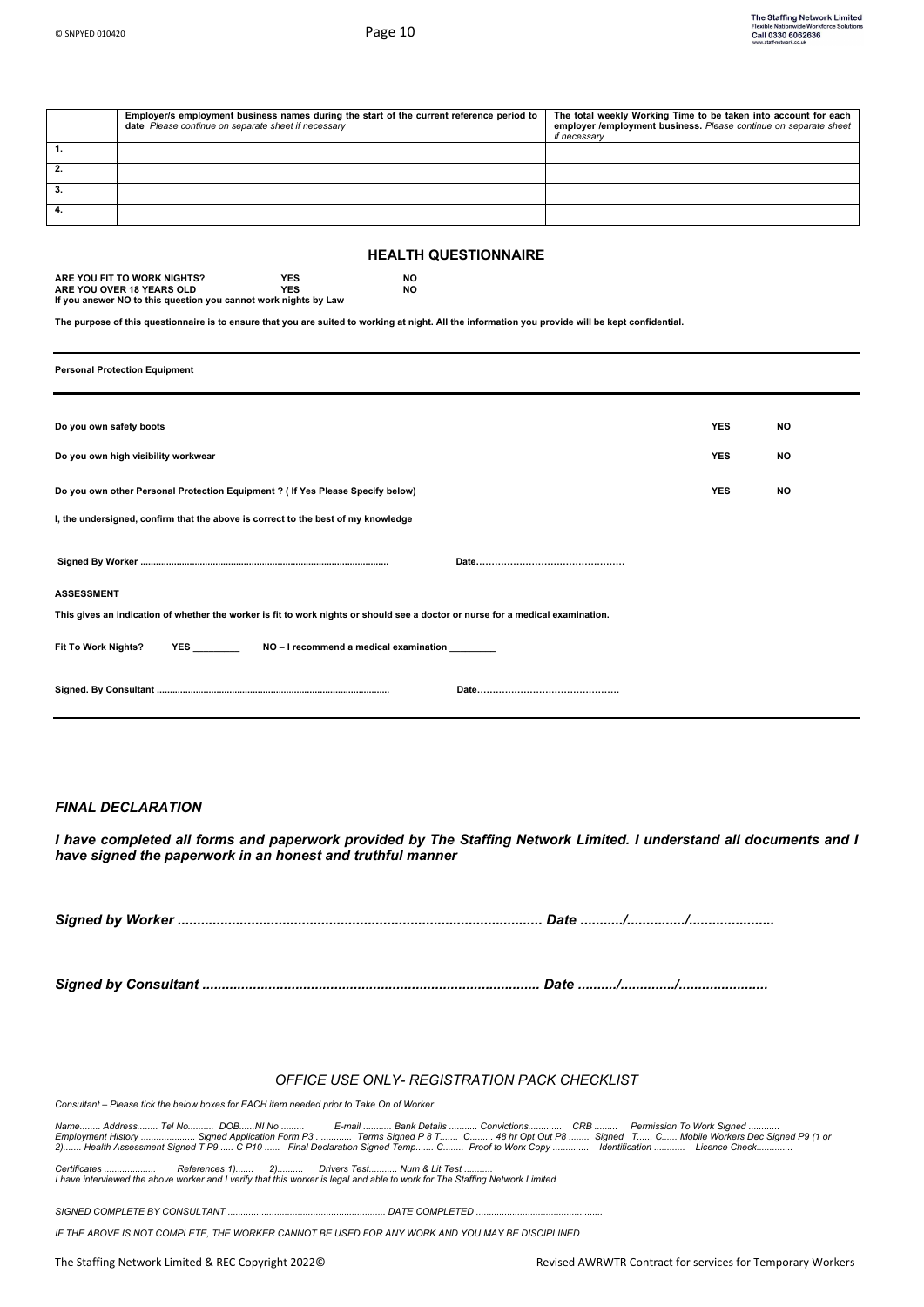| | Employer/s employment business names during the start of the current reference period to date *Please continue on separate sheet if necessary* | The total weekly Working Time to be taken into account for each employer /employment business. *Please continue on separate sheet if necessary* |
|---|---|---|
| 1. | | |
| 2. | | |
| 3. | | |
| 4. | | |

## HEALTH QUESTIONNAIRE

**ARE YOU FIT TO WORK NIGHTS? YES NO**
**ARE YOU OVER 18 YEARS OLD YES NO**
**If you answer NO to this question you cannot work nights by Law**

**The purpose of this questionnaire is to ensure that you are suited to working at night. All the information you provide will be kept confidential.**

**Personal Protection Equipment**

| | | |
|---|---|---|
| **Do you own safety boots** | **YES** | **NO** |
| **Do you own high visibility workwear** | **YES** | **NO** |
| **Do you own other Personal Protection Equipment ? ( If Yes Please Specify below)** | **YES** | **NO** |

**I, the undersigned, confirm that the above is correct to the best of my knowledge**

**Signed By Worker ............................................................................................... Date…………………………………………**

**ASSESSMENT**

**This gives an indication of whether the worker is fit to work nights or should see a doctor or nurse for a medical examination.**

**Fit To Work Nights? YES _________ NO – I recommend a medical examination _________**

**Signed. By Consultant ......................................................................................... Date………………………………………**

### *FINAL DECLARATION*

***I have completed all forms and paperwork provided by The Staffing Network Limited. I understand all documents and I have signed the paperwork in an honest and truthful manner***

***Signed by Worker ............................................................................................ Date .........../.............../.....................***

***Signed by Consultant ..................................................................................... Date ........../............../......................***

### *OFFICE USE ONLY- REGISTRATION PACK CHECKLIST*

*Consultant – Please tick the below boxes for EACH item needed prior to Take On of Worker*

*Name........ Address........ Tel No.......... DOB......NI No ......... E-mail ........... Bank Details ........... Convictions............. CRB ......... Permission To Work Signed ............ Employment History ..................... Signed Application Form P3 . ........... Terms Signed P 8 T....... C......... 48 hr Opt Out P8 ........ Signed T...... C...... Mobile Workers Dec Signed P9 (1 or 2)....... Health Assessment Signed T P9...... C P10 ...... Final Declaration Signed Temp....... C........ Proof to Work Copy .............. Identification ........... Licence Check.............*

*Certificates ................... References 1)....... 2)......... Drivers Test.......... Num & Lit Test ...........*
*I have interviewed the above worker and I verify that this worker is legal and able to work for The Staffing Network Limited*

*SIGNED COMPLETE BY CONSULTANT ............................................................ DATE COMPLETED ................................................*

*IF THE ABOVE IS NOT COMPLETE, THE WORKER CANNOT BE USED FOR ANY WORK AND YOU MAY BE DISCIPLINED*